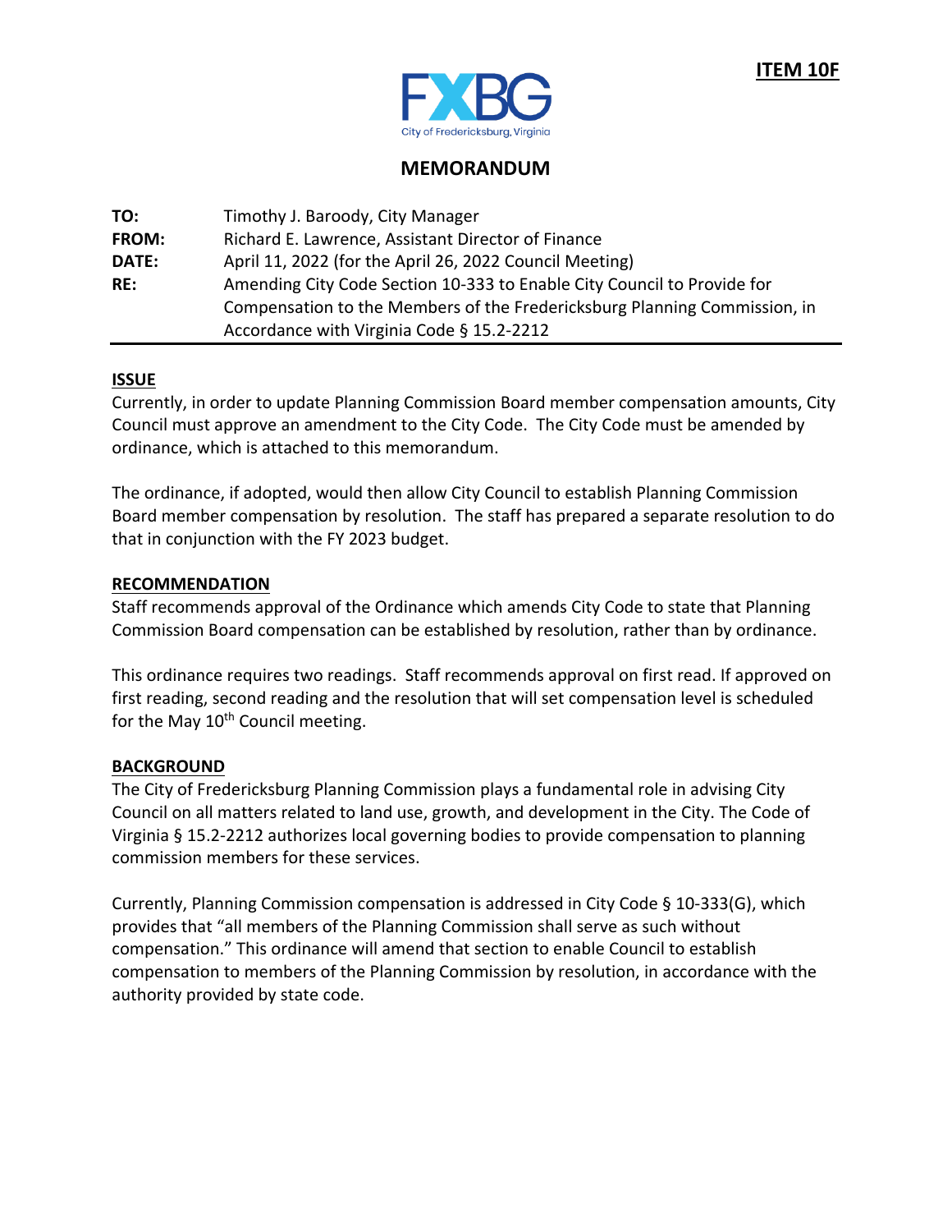**ITEM 10F**

FXBG

City of Fredericksburg, Virginia

## MEMORANDUM

**TO:** Timothy J. Baroody, City Manager
**FROM:** Richard E. Lawrence, Assistant Director of Finance
**DATE:** April 11, 2022 (for the April 26, 2022 Council Meeting)
**RE:** Amending City Code Section 10-333 to Enable City Council to Provide for Compensation to the Members of the Fredericksburg Planning Commission, in Accordance with Virginia Code § 15.2-2212

---

### ISSUE

Currently, in order to update Planning Commission Board member compensation amounts, City Council must approve an amendment to the City Code. The City Code must be amended by ordinance, which is attached to this memorandum.

The ordinance, if adopted, would then allow City Council to establish Planning Commission Board member compensation by resolution. The staff has prepared a separate resolution to do that in conjunction with the FY 2023 budget.

### RECOMMENDATION

Staff recommends approval of the Ordinance which amends City Code to state that Planning Commission Board compensation can be established by resolution, rather than by ordinance.

This ordinance requires two readings. Staff recommends approval on first read. If approved on first reading, second reading and the resolution that will set compensation level is scheduled for the May 10th Council meeting.

### BACKGROUND

The City of Fredericksburg Planning Commission plays a fundamental role in advising City Council on all matters related to land use, growth, and development in the City. The Code of Virginia § 15.2-2212 authorizes local governing bodies to provide compensation to planning commission members for these services.

Currently, Planning Commission compensation is addressed in City Code § 10-333(G), which provides that "all members of the Planning Commission shall serve as such without compensation." This ordinance will amend that section to enable Council to establish compensation to members of the Planning Commission by resolution, in accordance with the authority provided by state code.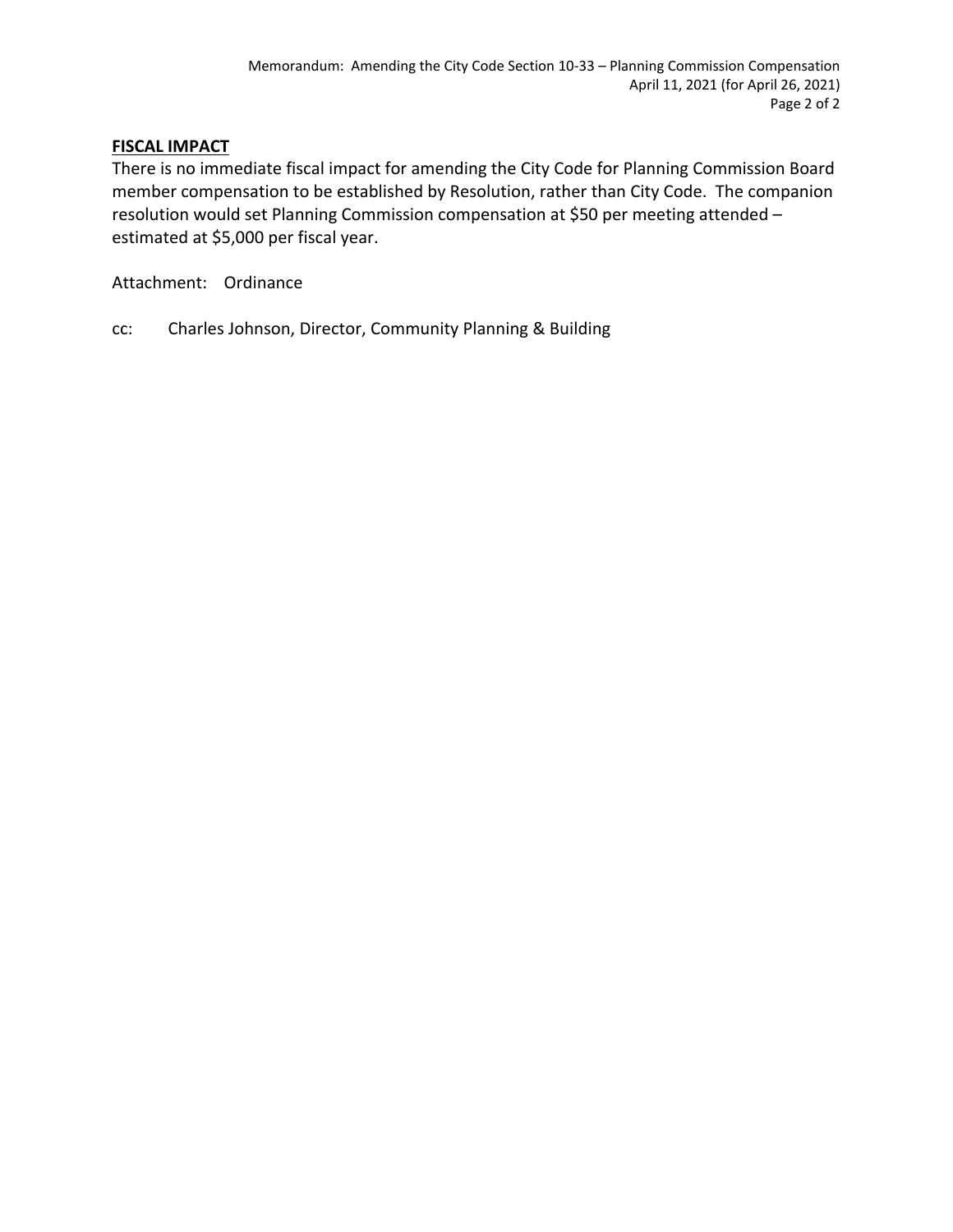## FISCAL IMPACT

There is no immediate fiscal impact for amending the City Code for Planning Commission Board member compensation to be established by Resolution, rather than City Code. The companion resolution would set Planning Commission compensation at $50 per meeting attended – estimated at $5,000 per fiscal year.

Attachment: Ordinance

cc: Charles Johnson, Director, Community Planning & Building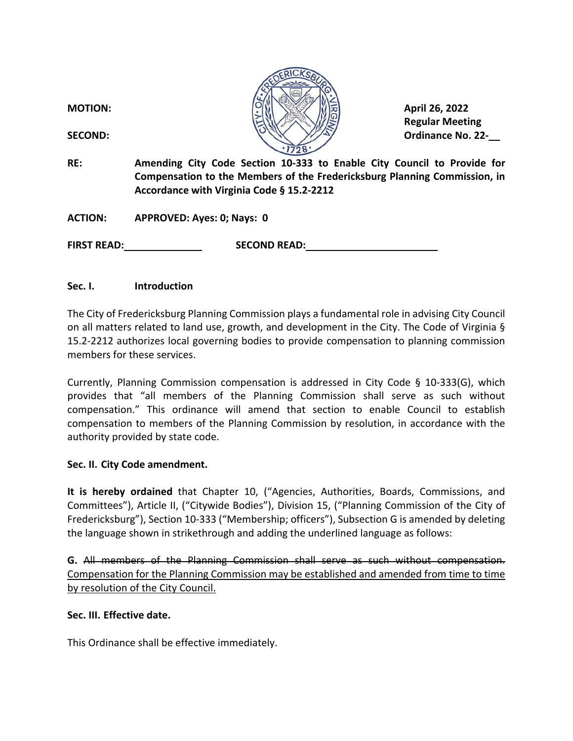**MOTION:**

**SECOND:**

**April 26, 2022**
**Regular Meeting**
**Ordinance No. 22-__**

**RE:** **Amending City Code Section 10-333 to Enable City Council to Provide for Compensation to the Members of the Fredericksburg Planning Commission, in Accordance with Virginia Code § 15.2-2212**

**ACTION:** **APPROVED: Ayes: 0; Nays: 0**

**FIRST READ:**________________ **SECOND READ:**__________________________

**Sec. I. Introduction**

The City of Fredericksburg Planning Commission plays a fundamental role in advising City Council on all matters related to land use, growth, and development in the City. The Code of Virginia § 15.2-2212 authorizes local governing bodies to provide compensation to planning commission members for these services.

Currently, Planning Commission compensation is addressed in City Code § 10-333(G), which provides that "all members of the Planning Commission shall serve as such without compensation." This ordinance will amend that section to enable Council to establish compensation to members of the Planning Commission by resolution, in accordance with the authority provided by state code.

**Sec. II. City Code amendment.**

**It is hereby ordained** that Chapter 10, ("Agencies, Authorities, Boards, Commissions, and Committees"), Article II, ("Citywide Bodies"), Division 15, ("Planning Commission of the City of Fredericksburg"), Section 10-333 ("Membership; officers"), Subsection G is amended by deleting the language shown in strikethrough and adding the underlined language as follows:

**G.** ~~All members of the Planning Commission shall serve as such without compensation.~~ <u>Compensation for the Planning Commission may be established and amended from time to time by resolution of the City Council.</u>

**Sec. III. Effective date.**

This Ordinance shall be effective immediately.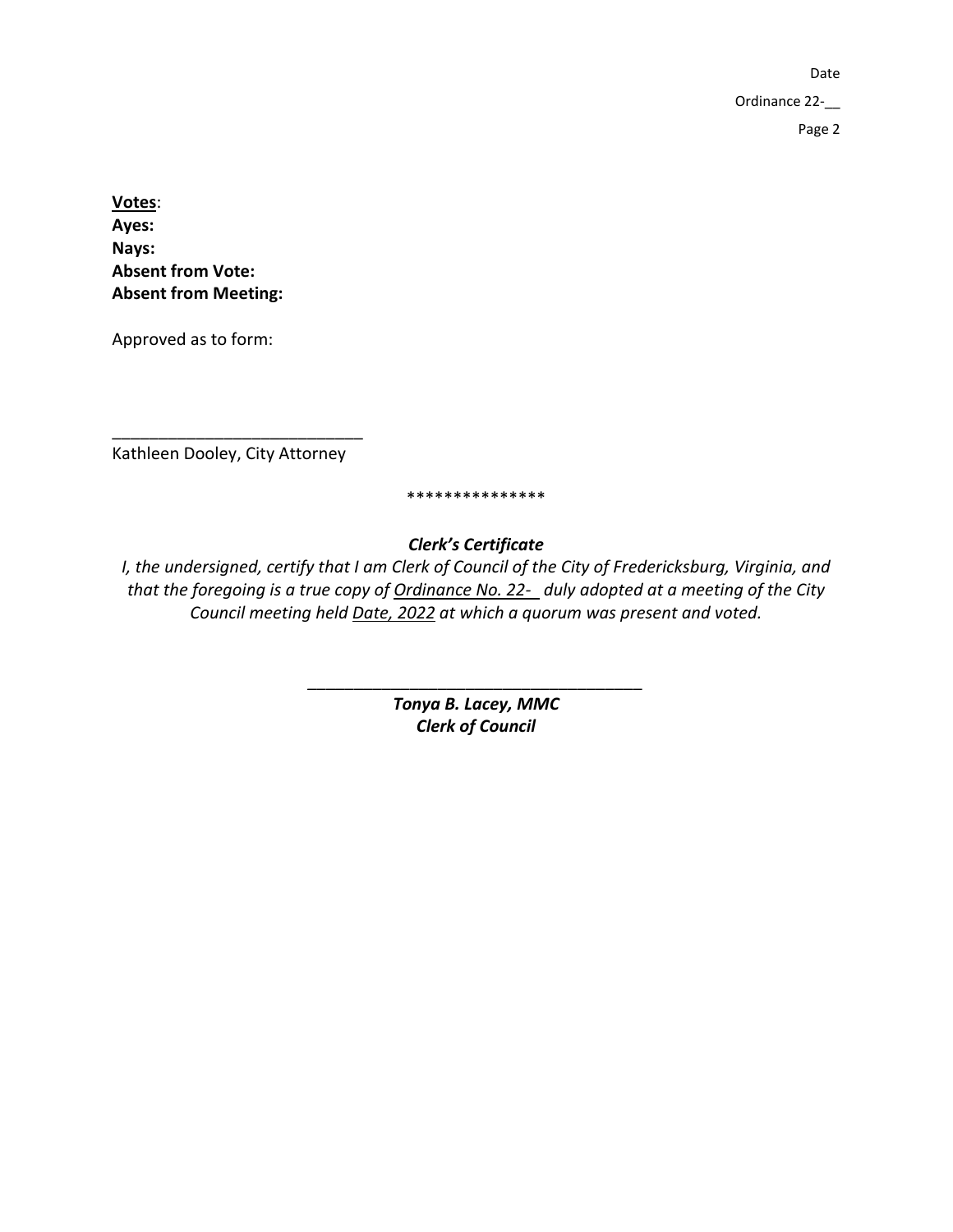**<u>Votes</u>**:
**Ayes:**
**Nays:**
**Absent from Vote:**
**Absent from Meeting:**

Approved as to form:

___________________________
Kathleen Dooley, City Attorney

***************

***Clerk's Certificate***

*I, the undersigned, certify that I am Clerk of Council of the City of Fredericksburg, Virginia, and that the foregoing is a true copy of <u>Ordinance No. 22-</u> duly adopted at a meeting of the City Council meeting held <u>Date, 2022</u> at which a quorum was present and voted.*

_____________________________________
***Tonya B. Lacey, MMC***
***Clerk of Council***